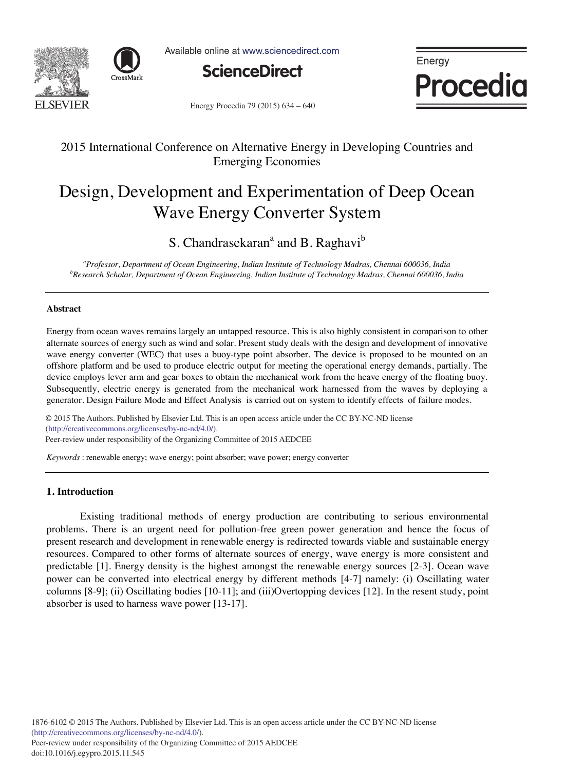2015 International Conference on Alternative Energy in Developing Countries and Emerging Economies

# Design, Development and Experimentation of Deep Ocean Wave Energy Converter System

S. Chandrasekaran[a] and B. Raghavi[b]

[a]*Professor, Department of Ocean Engineering, Indian Institute of Technology Madras, Chennai 600036, India*
[b]*Research Scholar, Department of Ocean Engineering, Indian Institute of Technology Madras, Chennai 600036, India*

---

### Abstract

Energy from ocean waves remains largely an untapped resource. This is also highly consistent in comparison to other alternate sources of energy such as wind and solar. Present study deals with the design and development of innovative wave energy converter (WEC) that uses a buoy-type point absorber. The device is proposed to be mounted on an offshore platform and be used to produce electric output for meeting the operational energy demands, partially. The device employs lever arm and gear boxes to obtain the mechanical work from the heave energy of the floating buoy. Subsequently, electric energy is generated from the mechanical work harnessed from the waves by deploying a generator. Design Failure Mode and Effect Analysis is carried out on system to identify effects of failure modes.

© 2015 The Authors. Published by Elsevier Ltd. This is an open access article under the CC BY-NC-ND license (http://creativecommons.org/licenses/by-nc-nd/4.0/).
Peer-review under responsibility of the Organizing Committee of 2015 AEDCEE

*Keywords* : renewable energy; wave energy; point absorber; wave power; energy converter

---

## 1. Introduction

Existing traditional methods of energy production are contributing to serious environmental problems. There is an urgent need for pollution-free green power generation and hence the focus of present research and development in renewable energy is redirected towards viable and sustainable energy resources. Compared to other forms of alternate sources of energy, wave energy is more consistent and predictable [1]. Energy density is the highest amongst the renewable energy sources [2-3]. Ocean wave power can be converted into electrical energy by different methods [4-7] namely: (i) Oscillating water columns [8-9]; (ii) Oscillating bodies [10-11]; and (iii)Overtopping devices [12]. In the resent study, point absorber is used to harness wave power [13-17].

1876-6102 © 2015 The Authors. Published by Elsevier Ltd. This is an open access article under the CC BY-NC-ND license (http://creativecommons.org/licenses/by-nc-nd/4.0/).
Peer-review under responsibility of the Organizing Committee of 2015 AEDCEE
doi:10.1016/j.egypro.2015.11.545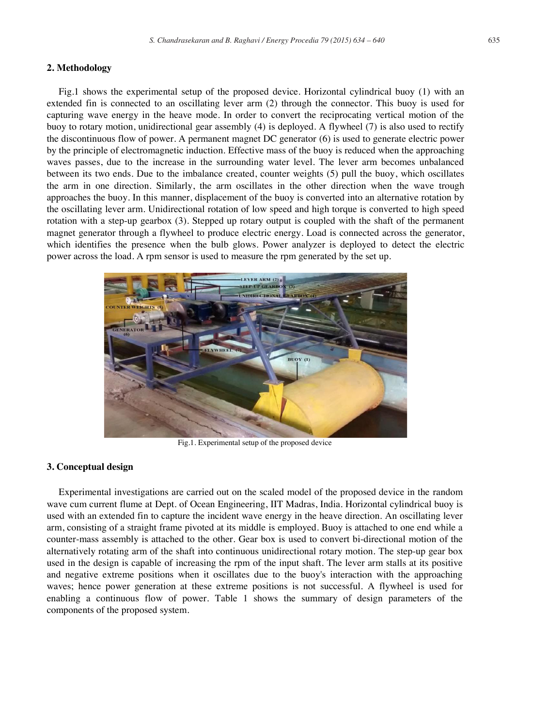## 2. Methodology

Fig.1 shows the experimental setup of the proposed device. Horizontal cylindrical buoy (1) with an extended fin is connected to an oscillating lever arm (2) through the connector. This buoy is used for capturing wave energy in the heave mode. In order to convert the reciprocating vertical motion of the buoy to rotary motion, unidirectional gear assembly (4) is deployed. A flywheel (7) is also used to rectify the discontinuous flow of power. A permanent magnet DC generator (6) is used to generate electric power by the principle of electromagnetic induction. Effective mass of the buoy is reduced when the approaching waves passes, due to the increase in the surrounding water level. The lever arm becomes unbalanced between its two ends. Due to the imbalance created, counter weights (5) pull the buoy, which oscillates the arm in one direction. Similarly, the arm oscillates in the other direction when the wave trough approaches the buoy. In this manner, displacement of the buoy is converted into an alternative rotation by the oscillating lever arm. Unidirectional rotation of low speed and high torque is converted to high speed rotation with a step-up gearbox (3). Stepped up rotary output is coupled with the shaft of the permanent magnet generator through a flywheel to produce electric energy. Load is connected across the generator, which identifies the presence when the bulb glows. Power analyzer is deployed to detect the electric power across the load. A rpm sensor is used to measure the rpm generated by the set up.

Fig.1. Experimental setup of the proposed device

## 3. Conceptual design

Experimental investigations are carried out on the scaled model of the proposed device in the random wave cum current flume at Dept. of Ocean Engineering, IIT Madras, India. Horizontal cylindrical buoy is used with an extended fin to capture the incident wave energy in the heave direction. An oscillating lever arm, consisting of a straight frame pivoted at its middle is employed. Buoy is attached to one end while a counter-mass assembly is attached to the other. Gear box is used to convert bi-directional motion of the alternatively rotating arm of the shaft into continuous unidirectional rotary motion. The step-up gear box used in the design is capable of increasing the rpm of the input shaft. The lever arm stalls at its positive and negative extreme positions when it oscillates due to the buoy's interaction with the approaching waves; hence power generation at these extreme positions is not successful. A flywheel is used for enabling a continuous flow of power. Table 1 shows the summary of design parameters of the components of the proposed system.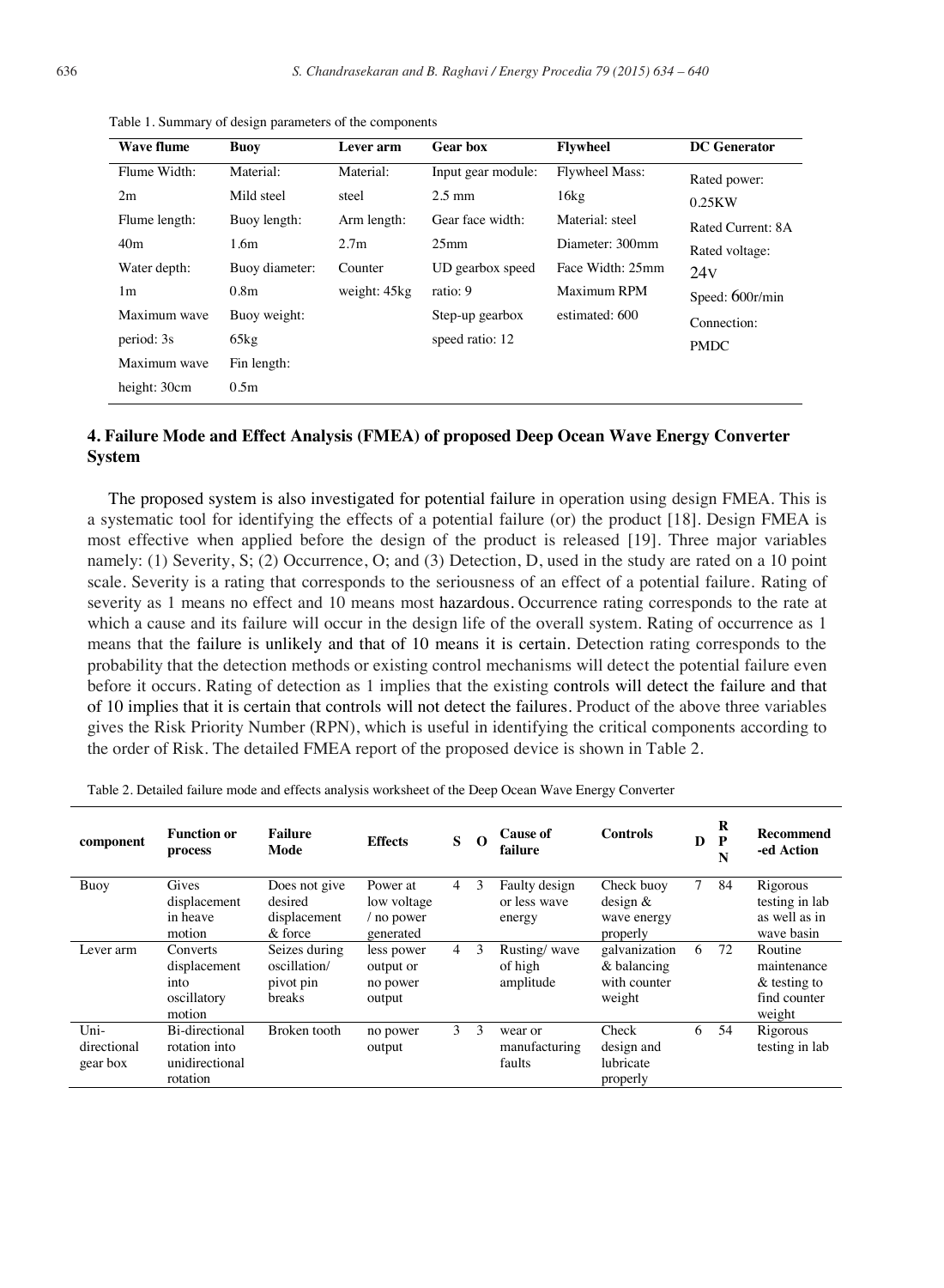Table 1. Summary of design parameters of the components

| Wave flume | Buoy | Lever arm | Gear box | Flywheel | DC Generator |
|---|---|---|---|---|---|
| Flume Width: 2m | Material: Mild steel | Material: steel | Input gear module: 2.5 mm | Flywheel Mass: 16kg | Rated power: 0.25KW |
| Flume length: 40m | Buoy length: 1.6m | Arm length: 2.7m | Gear face width: 25mm | Material: steel | Rated Current: 8A |
| Water depth: 1m | Buoy diameter: 0.8m | Counter weight: 45kg | UD gearbox speed ratio: 9 | Diameter: 300mm | Rated voltage: 24V |
| Maximum wave period: 3s | Buoy weight: 65kg | | Step-up gearbox speed ratio: 12 | Face Width: 25mm | Speed: 600r/min |
| Maximum wave height: 30cm | Fin length: 0.5m | | | Maximum RPM estimated: 600 | Connection: PMDC |

## 4. Failure Mode and Effect Analysis (FMEA) of proposed Deep Ocean Wave Energy Converter System

The proposed system is also investigated for potential failure in operation using design FMEA. This is a systematic tool for identifying the effects of a potential failure (or) the product [18]. Design FMEA is most effective when applied before the design of the product is released [19]. Three major variables namely: (1) Severity, S; (2) Occurrence, O; and (3) Detection, D, used in the study are rated on a 10 point scale. Severity is a rating that corresponds to the seriousness of an effect of a potential failure. Rating of severity as 1 means no effect and 10 means most hazardous. Occurrence rating corresponds to the rate at which a cause and its failure will occur in the design life of the overall system. Rating of occurrence as 1 means that the failure is unlikely and that of 10 means it is certain. Detection rating corresponds to the probability that the detection methods or existing control mechanisms will detect the potential failure even before it occurs. Rating of detection as 1 implies that the existing controls will detect the failure and that of 10 implies that it is certain that controls will not detect the failures. Product of the above three variables gives the Risk Priority Number (RPN), which is useful in identifying the critical components according to the order of Risk. The detailed FMEA report of the proposed device is shown in Table 2.

Table 2. Detailed failure mode and effects analysis worksheet of the Deep Ocean Wave Energy Converter

| component | Function or process | Failure Mode | Effects | S | O | Cause of failure | Controls | D | RPN | Recommend-ed Action |
|---|---|---|---|---|---|---|---|---|---|---|
| Buoy | Gives displacement in heave motion | Does not give desired displacement & force | Power at low voltage / no power generated | 4 | 3 | Faulty design or less wave energy | Check buoy design & wave energy properly | 7 | 84 | Rigorous testing in lab as well as in wave basin |
| Lever arm | Converts displacement into oscillatory motion | Seizes during oscillation/ pivot pin breaks | less power output or no power output | 4 | 3 | Rusting/ wave of high amplitude | galvanization & balancing with counter weight | 6 | 72 | Routine maintenance & testing to find counter weight |
| Uni-directional gear box | Bi-directional rotation into unidirectional rotation | Broken tooth | no power output | 3 | 3 | wear or manufacturing faults | Check design and lubricate properly | 6 | 54 | Rigorous testing in lab |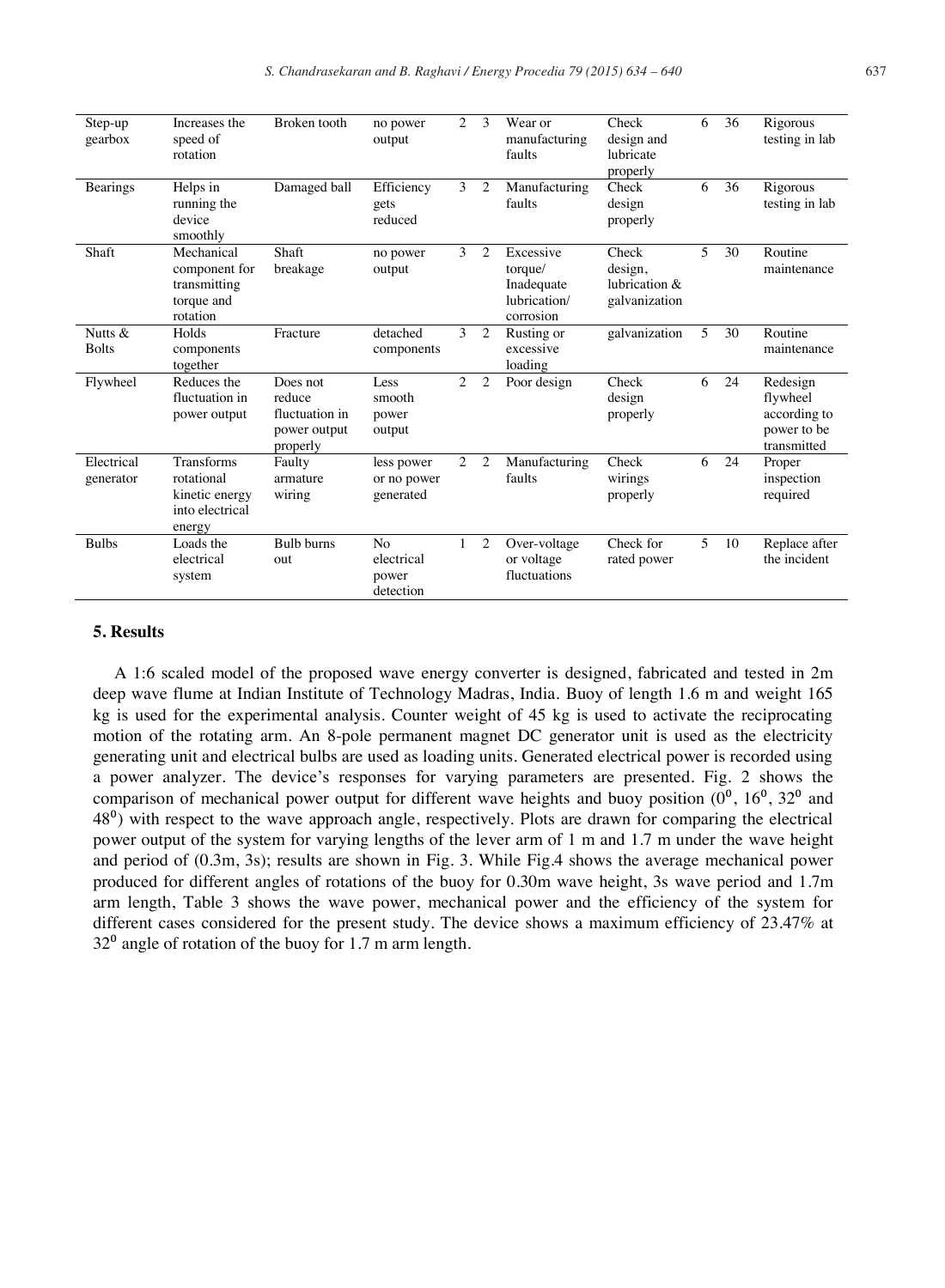| Step-up gearbox | Increases the speed of rotation | Broken tooth | no power output | 2 | 3 | Wear or manufacturing faults | Check design and lubricate properly | 6 | 36 | Rigorous testing in lab |
|---|---|---|---|---|---|---|---|---|---|---|
| Bearings | Helps in running the device smoothly | Damaged ball | Efficiency gets reduced | 3 | 2 | Manufacturing faults | Check design properly | 6 | 36 | Rigorous testing in lab |
| Shaft | Mechanical component for transmitting torque and rotation | Shaft breakage | no power output | 3 | 2 | Excessive torque/ Inadequate lubrication/ corrosion | Check design, lubrication & galvanization | 5 | 30 | Routine maintenance |
| Nutts & Bolts | Holds components together | Fracture | detached components | 3 | 2 | Rusting or excessive loading | galvanization | 5 | 30 | Routine maintenance |
| Flywheel | Reduces the fluctuation in power output | Does not reduce fluctuation in power output properly | Less smooth power output | 2 | 2 | Poor design | Check design properly | 6 | 24 | Redesign flywheel according to power to be transmitted |
| Electrical generator | Transforms rotational kinetic energy into electrical energy | Faulty armature wiring | less power or no power generated | 2 | 2 | Manufacturing faults | Check wirings properly | 6 | 24 | Proper inspection required |
| Bulbs | Loads the electrical system | Bulb burns out | No electrical power detection | 1 | 2 | Over-voltage or voltage fluctuations | Check for rated power | 5 | 10 | Replace after the incident |

## 5. Results

A 1:6 scaled model of the proposed wave energy converter is designed, fabricated and tested in 2m deep wave flume at Indian Institute of Technology Madras, India. Buoy of length 1.6 m and weight 165 kg is used for the experimental analysis. Counter weight of 45 kg is used to activate the reciprocating motion of the rotating arm. An 8-pole permanent magnet DC generator unit is used as the electricity generating unit and electrical bulbs are used as loading units. Generated electrical power is recorded using a power analyzer. The device's responses for varying parameters are presented. Fig. 2 shows the comparison of mechanical power output for different wave heights and buoy position ($0^0$, $16^0$, $32^0$ and $48^0$) with respect to the wave approach angle, respectively. Plots are drawn for comparing the electrical power output of the system for varying lengths of the lever arm of 1 m and 1.7 m under the wave height and period of (0.3m, 3s); results are shown in Fig. 3. While Fig.4 shows the average mechanical power produced for different angles of rotations of the buoy for 0.30m wave height, 3s wave period and 1.7m arm length, Table 3 shows the wave power, mechanical power and the efficiency of the system for different cases considered for the present study. The device shows a maximum efficiency of 23.47% at $32^0$ angle of rotation of the buoy for 1.7 m arm length.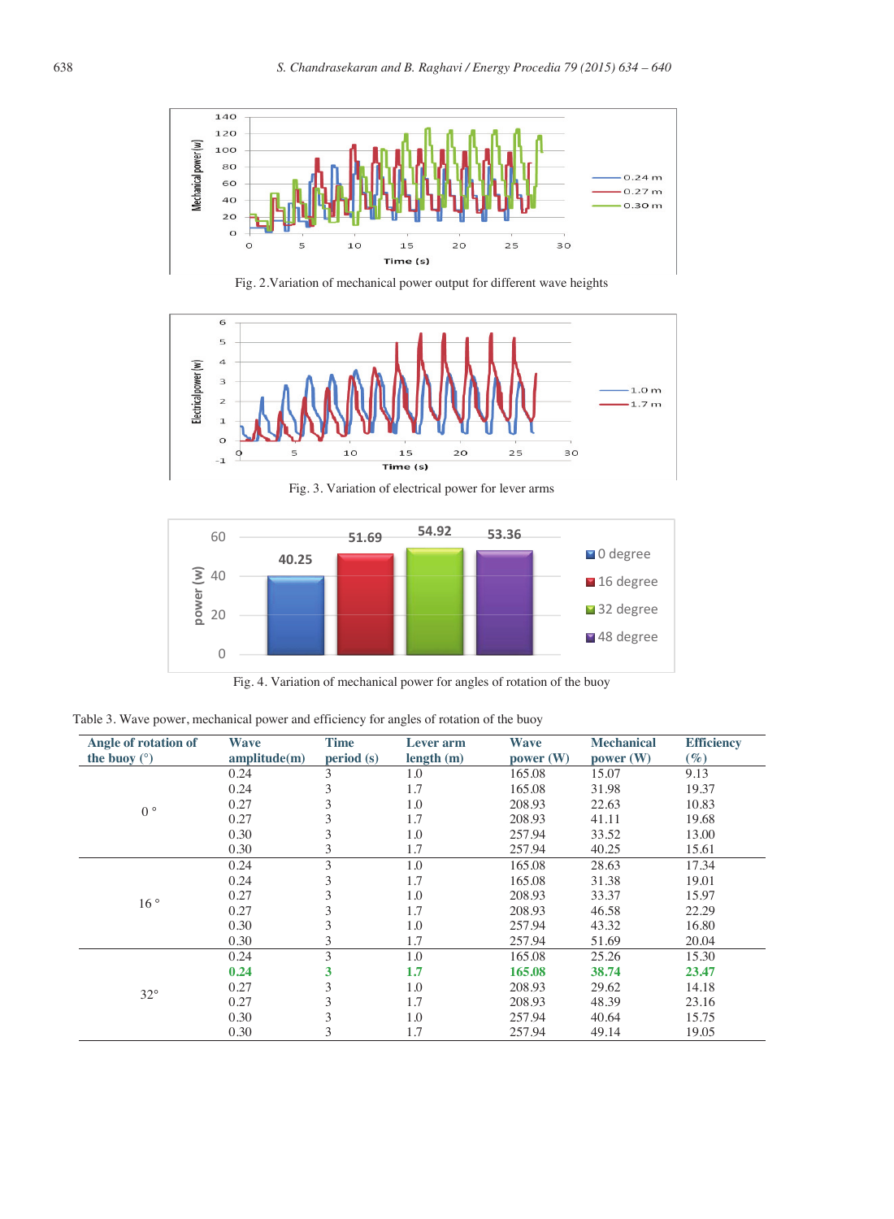Fig. 2. Variation of mechanical power output for different wave heights

Fig. 3. Variation of electrical power for lever arms

Fig. 4. Variation of mechanical power for angles of rotation of the buoy

Table 3. Wave power, mechanical power and efficiency for angles of rotation of the buoy

| Angle of rotation of the buoy (°) | Wave amplitude(m) | Time period (s) | Lever arm length (m) | Wave power (W) | Mechanical power (W) | Efficiency (%) |
|---|---|---|---|---|---|---|
| 0 ° | 0.24 | 3 | 1.0 | 165.08 | 15.07 | 9.13 |
| | 0.24 | 3 | 1.7 | 165.08 | 31.98 | 19.37 |
| | 0.27 | 3 | 1.0 | 208.93 | 22.63 | 10.83 |
| | 0.27 | 3 | 1.7 | 208.93 | 41.11 | 19.68 |
| | 0.30 | 3 | 1.0 | 257.94 | 33.52 | 13.00 |
| | 0.30 | 3 | 1.7 | 257.94 | 40.25 | 15.61 |
| 16 ° | 0.24 | 3 | 1.0 | 165.08 | 28.63 | 17.34 |
| | 0.24 | 3 | 1.7 | 165.08 | 31.38 | 19.01 |
| | 0.27 | 3 | 1.0 | 208.93 | 33.37 | 15.97 |
| | 0.27 | 3 | 1.7 | 208.93 | 46.58 | 22.29 |
| | 0.30 | 3 | 1.0 | 257.94 | 43.32 | 16.80 |
| | 0.30 | 3 | 1.7 | 257.94 | 51.69 | 20.04 |
| 32° | 0.24 | 3 | 1.0 | 165.08 | 25.26 | 15.30 |
| | **0.24** | **3** | **1.7** | **165.08** | **38.74** | **23.47** |
| | 0.27 | 3 | 1.0 | 208.93 | 29.62 | 14.18 |
| | 0.27 | 3 | 1.7 | 208.93 | 48.39 | 23.16 |
| | 0.30 | 3 | 1.0 | 257.94 | 40.64 | 15.75 |
| | 0.30 | 3 | 1.7 | 257.94 | 49.14 | 19.05 |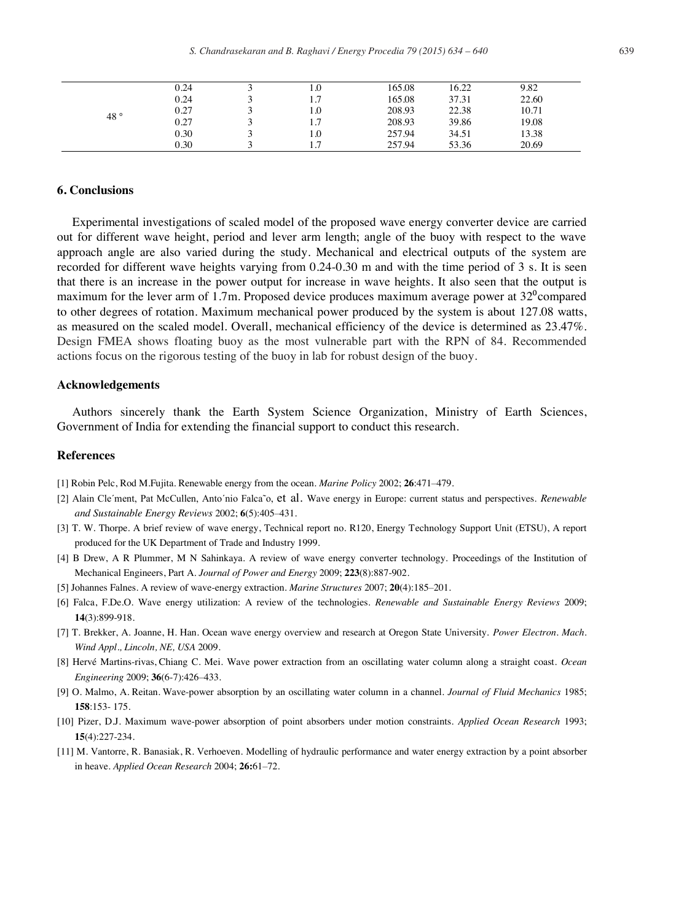|  |  |  |  |  |  |  |
|---|---|---|---|---|---|---|
| 48 ° | 0.24 | 3 | 1.0 | 165.08 | 16.22 | 9.82 |
|  | 0.24 | 3 | 1.7 | 165.08 | 37.31 | 22.60 |
|  | 0.27 | 3 | 1.0 | 208.93 | 22.38 | 10.71 |
|  | 0.27 | 3 | 1.7 | 208.93 | 39.86 | 19.08 |
|  | 0.30 | 3 | 1.0 | 257.94 | 34.51 | 13.38 |
|  | 0.30 | 3 | 1.7 | 257.94 | 53.36 | 20.69 |

## 6. Conclusions

Experimental investigations of scaled model of the proposed wave energy converter device are carried out for different wave height, period and lever arm length; angle of the buoy with respect to the wave approach angle are also varied during the study. Mechanical and electrical outputs of the system are recorded for different wave heights varying from 0.24-0.30 m and with the time period of 3 s. It is seen that there is an increase in the power output for increase in wave heights. It also seen that the output is maximum for the lever arm of 1.7m. Proposed device produces maximum average power at $32^0$compared to other degrees of rotation. Maximum mechanical power produced by the system is about 127.08 watts, as measured on the scaled model. Overall, mechanical efficiency of the device is determined as 23.47%. Design FMEA shows floating buoy as the most vulnerable part with the RPN of 84. Recommended actions focus on the rigorous testing of the buoy in lab for robust design of the buoy.

## Acknowledgements

Authors sincerely thank the Earth System Science Organization, Ministry of Earth Sciences, Government of India for extending the financial support to conduct this research.

## References

[1] Robin Pelc, Rod M.Fujita. Renewable energy from the ocean. *Marine Policy* 2002; **26**:471–479.

[2] Alain Cle´ment, Pat McCullen, Anto´nio Falca˜o, et al. Wave energy in Europe: current status and perspectives. *Renewable and Sustainable Energy Reviews* 2002; **6**(5):405–431.

[3] T. W. Thorpe. A brief review of wave energy, Technical report no. R120, Energy Technology Support Unit (ETSU), A report produced for the UK Department of Trade and Industry 1999.

[4] B Drew, A R Plummer, M N Sahinkaya. A review of wave energy converter technology. Proceedings of the Institution of Mechanical Engineers, Part A. *Journal of Power and Energy* 2009; **223**(8):887-902.

[5] Johannes Falnes. A review of wave-energy extraction. *Marine Structures* 2007; **20**(4):185–201.

[6] Falca, F.De.O. Wave energy utilization: A review of the technologies. *Renewable and Sustainable Energy Reviews* 2009; **14**(3):899-918.

[7] T. Brekker, A. Joanne, H. Han. Ocean wave energy overview and research at Oregon State University. *Power Electron. Mach. Wind Appl., Lincoln, NE, USA* 2009.

[8] Hervé Martins-rivas, Chiang C. Mei. Wave power extraction from an oscillating water column along a straight coast. *Ocean Engineering* 2009; **36**(6-7):426–433.

[9] O. Malmo, A. Reitan. Wave-power absorption by an oscillating water column in a channel. *Journal of Fluid Mechanics* 1985; **158**:153- 175.

[10] Pizer, D.J. Maximum wave-power absorption of point absorbers under motion constraints. *Applied Ocean Research* 1993; **15**(4):227-234.

[11] M. Vantorre, R. Banasiak, R. Verhoeven. Modelling of hydraulic performance and water energy extraction by a point absorber in heave. *Applied Ocean Research* 2004; **26:**61–72.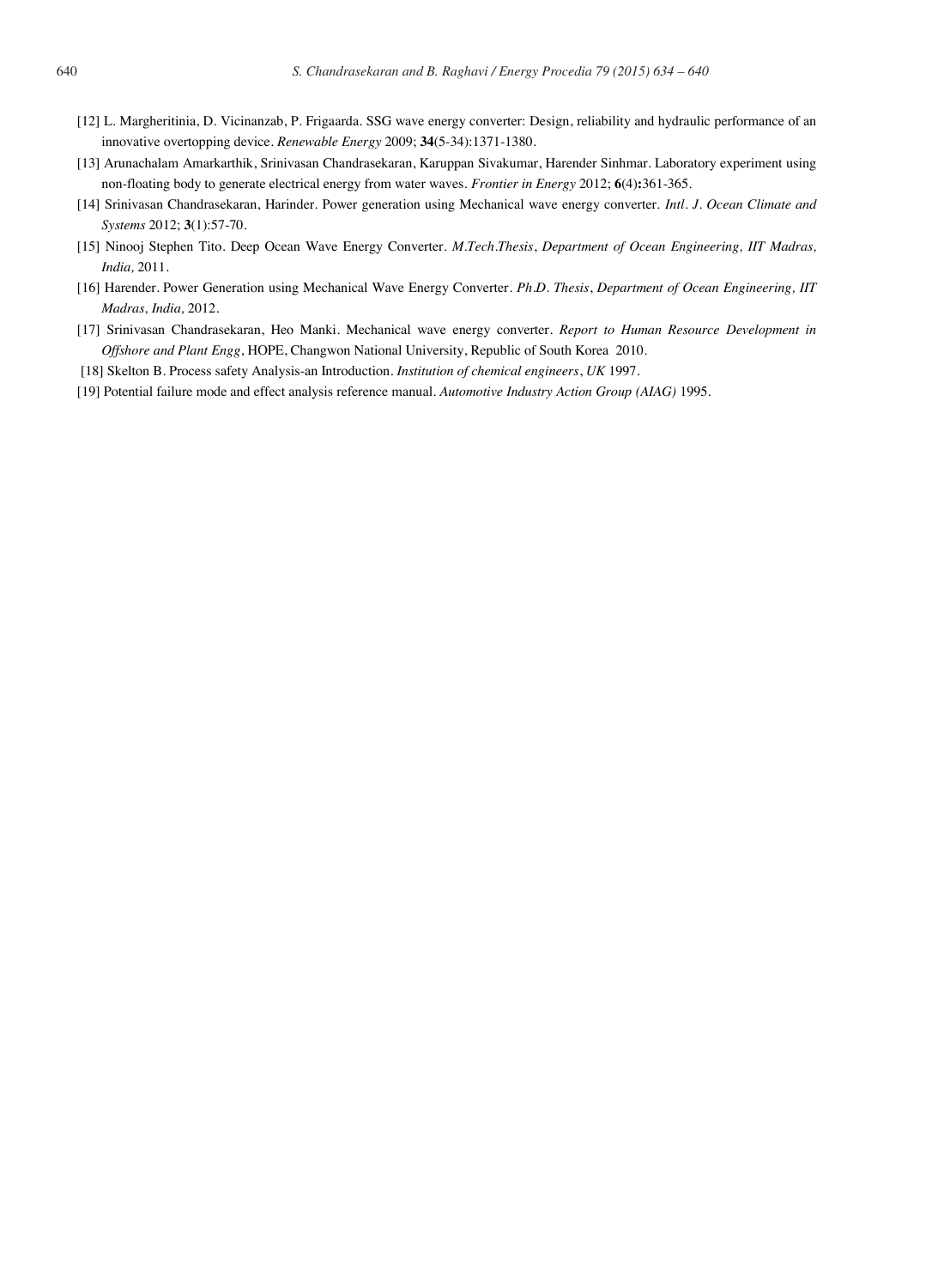[12] L. Margheritinia, D. Vicinanzab, P. Frigaarda. SSG wave energy converter: Design, reliability and hydraulic performance of an innovative overtopping device. *Renewable Energy* 2009; **34**(5-34):1371-1380.

[13] Arunachalam Amarkarthik, Srinivasan Chandrasekaran, Karuppan Sivakumar, Harender Sinhmar. Laboratory experiment using non-floating body to generate electrical energy from water waves. *Frontier in Energy* 2012; **6**(4)**:**361-365.

[14] Srinivasan Chandrasekaran, Harinder. Power generation using Mechanical wave energy converter. *Intl. J. Ocean Climate and Systems* 2012; **3**(1):57-70.

[15] Ninooj Stephen Tito. Deep Ocean Wave Energy Converter. *M.Tech.Thesis*, *Department of Ocean Engineering, IIT Madras, India,* 2011.

[16] Harender. Power Generation using Mechanical Wave Energy Converter. *Ph.D. Thesis*, *Department of Ocean Engineering, IIT Madras, India,* 2012.

[17] Srinivasan Chandrasekaran, Heo Manki. Mechanical wave energy converter. *Report to Human Resource Development in Offshore and Plant Engg*, HOPE, Changwon National University, Republic of South Korea 2010.

[18] Skelton B. Process safety Analysis-an Introduction. *Institution of chemical engineers*, *UK* 1997.

[19] Potential failure mode and effect analysis reference manual. *Automotive Industry Action Group (AIAG)* 1995.